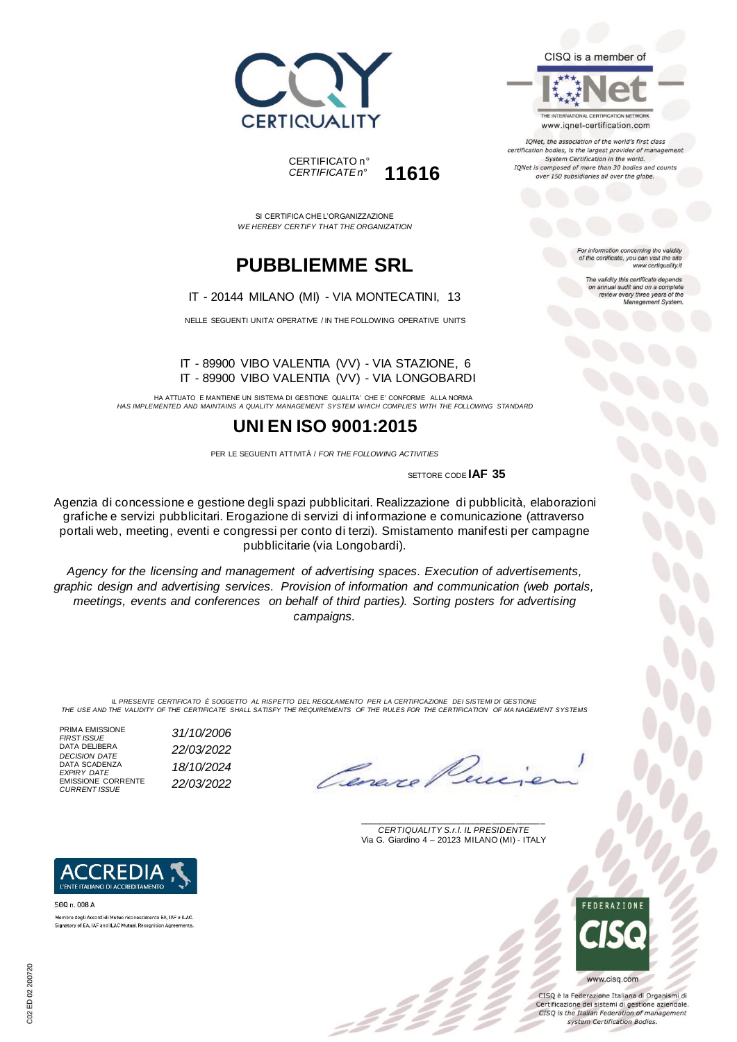CERTIQUALITY

CISQ is a member of

IQNet
THE INTERNATIONAL CERTIFICATION NETWORK
www.iqnet-certification.com

*IQNet, the association of the world's first class certification bodies, is the largest provider of management System Certification in the world. IQNet is composed of more than 30 bodies and counts over 150 subsidiaries all over the globe.*

CERTIFICATO n°
*CERTIFICATE n°* **11616**

SI CERTIFICA CHE L'ORGANIZZAZIONE
*WE HEREBY CERTIFY THAT THE ORGANIZATION*

*For information concerning the validity of the certificate, you can visit the site www.certiquality.it*

*The validity this certificate depends on annual audit and on a complete review every three years of the Management System.*

# PUBBLIEMME SRL

IT - 20144 MILANO (MI) - VIA MONTECATINI, 13

NELLE SEGUENTI UNITA' OPERATIVE / IN THE FOLLOWING OPERATIVE UNITS

IT - 89900 VIBO VALENTIA (VV) - VIA STAZIONE, 6
IT - 89900 VIBO VALENTIA (VV) - VIA LONGOBARDI

HA ATTUATO E MANTIENE UN SISTEMA DI GESTIONE QUALITA' CHE E' CONFORME ALLA NORMA
*HAS IMPLEMENTED AND MAINTAINS A QUALITY MANAGEMENT SYSTEM WHICH COMPLIES WITH THE FOLLOWING STANDARD*

## UNI EN ISO 9001:2015

PER LE SEGUENTI ATTIVITÀ / *FOR THE FOLLOWING ACTIVITIES*

SETTORE CODE **IAF 35**

Agenzia di concessione e gestione degli spazi pubblicitari. Realizzazione di pubblicità, elaborazioni grafiche e servizi pubblicitari. Erogazione di servizi di informazione e comunicazione (attraverso portali web, meeting, eventi e congressi per conto di terzi). Smistamento manifesti per campagne pubblicitarie (via Longobardi).

*Agency for the licensing and management of advertising spaces. Execution of advertisements, graphic design and advertising services. Provision of information and communication (web portals, meetings, events and conferences on behalf of third parties). Sorting posters for advertising campaigns.*

*IL PRESENTE CERTIFICATO È SOGGETTO AL RISPETTO DEL REGOLAMENTO PER LA CERTIFICAZIONE DEI SISTEMI DI GESTIONE*
*THE USE AND THE VALIDITY OF THE CERTIFICATE SHALL SATISFY THE REQUIREMENTS OF THE RULES FOR THE CERTIFICATION OF MANAGEMENT SYSTEMS*

| | |
|---|---|
| PRIMA EMISSIONE *FIRST ISSUE* | *31/10/2006* |
| DATA DELIBERA *DECISION DATE* | *22/03/2022* |
| DATA SCADENZA *EXPIRY DATE* | *18/10/2024* |
| EMISSIONE CORRENTE *CURRENT ISSUE* | *22/03/2022* |

*CERTIQUALITY S.r.l. IL PRESIDENTE*
Via G. Giardino 4 – 20123 MILANO (MI) - ITALY

ACCREDIA
L'ENTE ITALIANO DI ACCREDITAMENTO

SGQ n. 008 A
Membro degli Accordi di Mutuo riconoscimento EA, IAF e ILAC.
Signatory of EA, IAF and ILAC Mutual Recognition Agreements.

FEDERAZIONE CISQ
www.cisq.com

CISQ è la Federazione Italiana di Organismi di Certificazione dei sistemi di gestione aziendale.
*CISQ is the Italian Federation of management system Certification Bodies.*

C02 ED 02 200720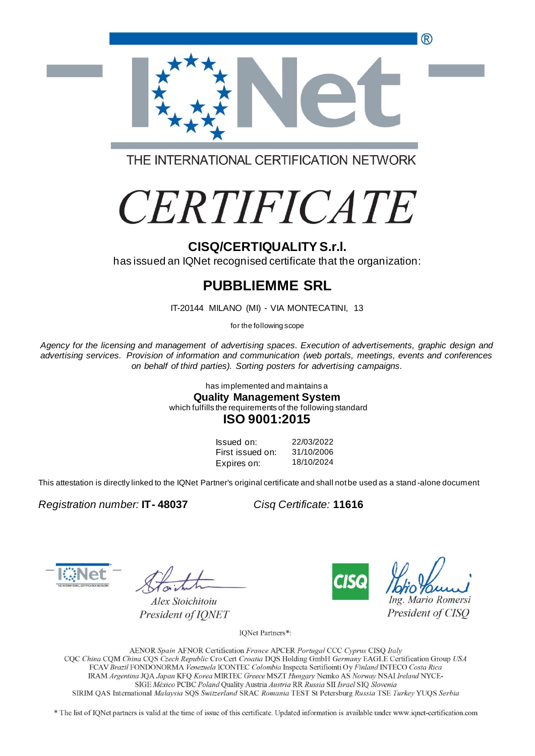THE INTERNATIONAL CERTIFICATION NETWORK

# CERTIFICATE

**CISQ/CERTIQUALITY S.r.l.**

has issued an IQNet recognised certificate that the organization:

## PUBBLIEMME SRL

IT-20144 MILANO (MI) - VIA MONTECATINI, 13

for the following scope

*Agency for the licensing and management of advertising spaces. Execution of advertisements, graphic design and advertising services. Provision of information and communication (web portals, meetings, events and conferences on behalf of third parties). Sorting posters for advertising campaigns.*

has implemented and maintains a

**Quality Management System**

which fulfills the requirements of the following standard

**ISO 9001:2015**

| | |
|---|---|
| Issued on: | 22/03/2022 |
| First issued on: | 31/10/2006 |
| Expires on: | 18/10/2024 |

This attestation is directly linked to the IQNet Partner's original certificate and shall not be used as a stand-alone document

*Registration number:* **IT - 48037** *Cisq Certificate:* **11616**

*Alex Stoichitoiu*
*President of IQNET*

*Ing. Mario Romersi*
*President of CISQ*

IQNet Partners*:

AENOR *Spain* AFNOR Certification *France* APCER *Portugal* CCC *Cyprus* CISQ *Italy*
CQC *China* CQM *China* CQS *Czech Republic* Cro Cert *Croatia* DQS Holding GmbH *Germany* EAGLE Certification Group *USA*
FCAV *Brazil* FONDONORMA *Venezuela* ICONTEC *Colombia* Inspecta Sertifiointi Oy *Finland* INTECO *Costa Rica*
IRAM *Argentina* JQA *Japan* KFQ *Korea* MIRTEC *Greece* MSZT *Hungary* Nemko AS *Norway* NSAI *Ireland* NYCE-SIGE *México* PCBC *Poland* Quality Austria *Austria* RR *Russia* SII *Israel* SIQ *Slovenia*
SIRIM QAS International *Malaysia* SQS *Switzerland* SRAC *Romania* TEST St Petersburg *Russia* TSE *Turkey* YUQS *Serbia*

* The list of IQNet partners is valid at the time of issue of this certificate. Updated information is available under www.iqnet-certification.com